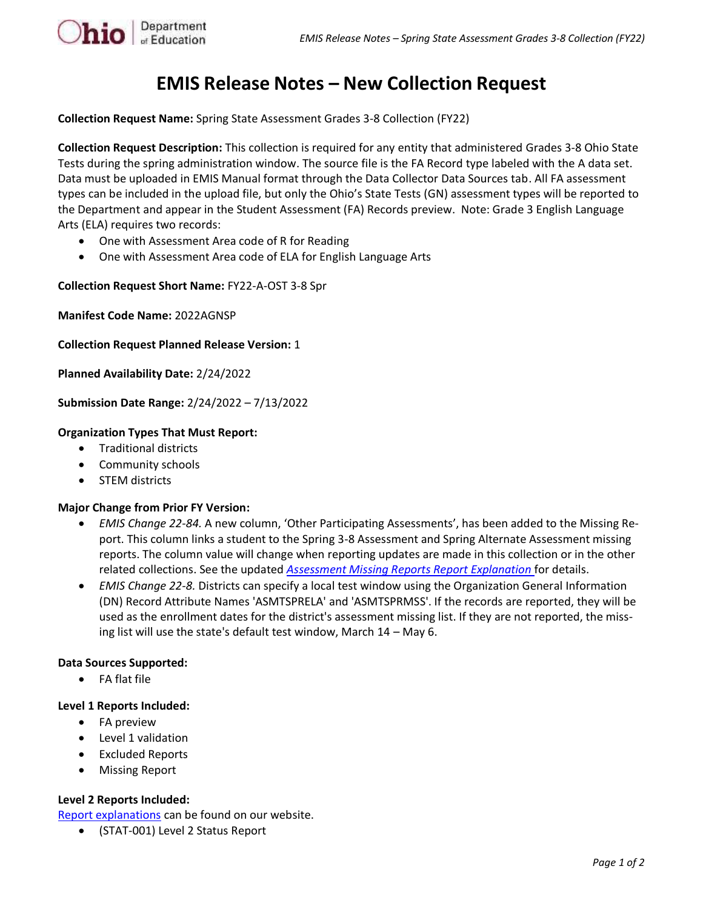# EMIS Release Notes – New Collection Request

**Collection Request Name:** Spring State Assessment Grades 3-8 Collection (FY22)

**Collection Request Description:** This collection is required for any entity that administered Grades 3-8 Ohio State Tests during the spring administration window. The source file is the FA Record type labeled with the A data set. Data must be uploaded in EMIS Manual format through the Data Collector Data Sources tab. All FA assessment types can be included in the upload file, but only the Ohio's State Tests (GN) assessment types will be reported to the Department and appear in the Student Assessment (FA) Records preview. Note: Grade 3 English Language Arts (ELA) requires two records:

- One with Assessment Area code of R for Reading
- One with Assessment Area code of ELA for English Language Arts

**Collection Request Short Name:** FY22-A-OST 3-8 Spr

**Manifest Code Name:** 2022AGNSP

**Collection Request Planned Release Version:** 1

**Planned Availability Date:** 2/24/2022

**Submission Date Range:** 2/24/2022 – 7/13/2022

**Organization Types That Must Report:**

- Traditional districts
- Community schools
- STEM districts

**Major Change from Prior FY Version:**

- *EMIS Change 22-84.* A new column, 'Other Participating Assessments', has been added to the Missing Report. This column links a student to the Spring 3-8 Assessment and Spring Alternate Assessment missing reports. The column value will change when reporting updates are made in this collection or in the other related collections. See the updated *Assessment Missing Reports Report Explanation* for details.
- *EMIS Change 22-8.* Districts can specify a local test window using the Organization General Information (DN) Record Attribute Names 'ASMTSPRELA' and 'ASMTSPRMSS'. If the records are reported, they will be used as the enrollment dates for the district's assessment missing list. If they are not reported, the missing list will use the state's default test window, March 14 – May 6.

**Data Sources Supported:**

- FA flat file

**Level 1 Reports Included:**

- FA preview
- Level 1 validation
- Excluded Reports
- Missing Report

**Level 2 Reports Included:**

Report explanations can be found on our website.

- (STAT-001) Level 2 Status Report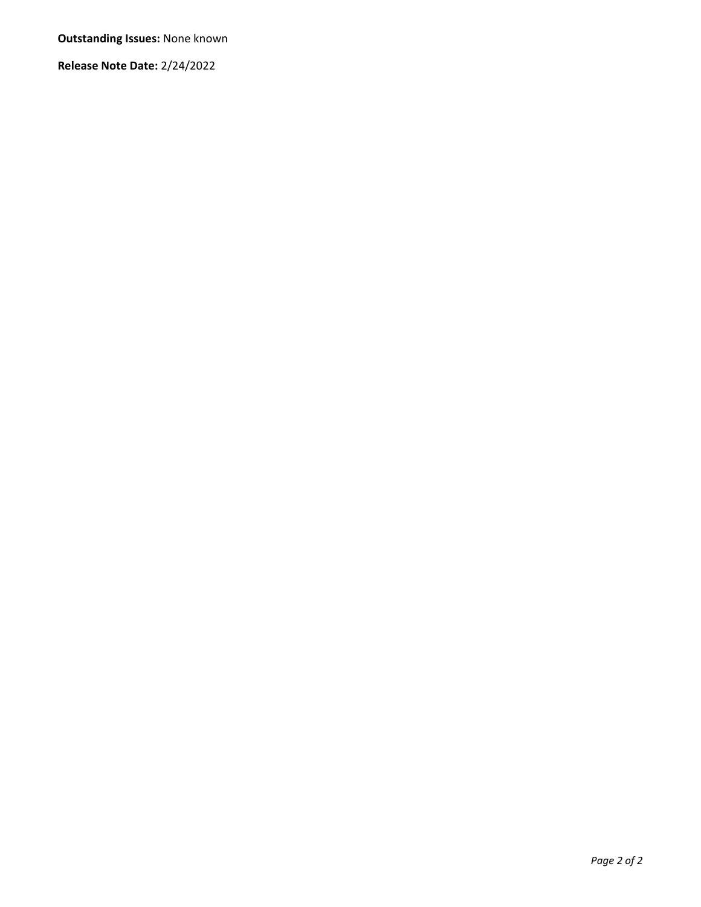**Outstanding Issues:** None known

**Release Note Date:** 2/24/2022